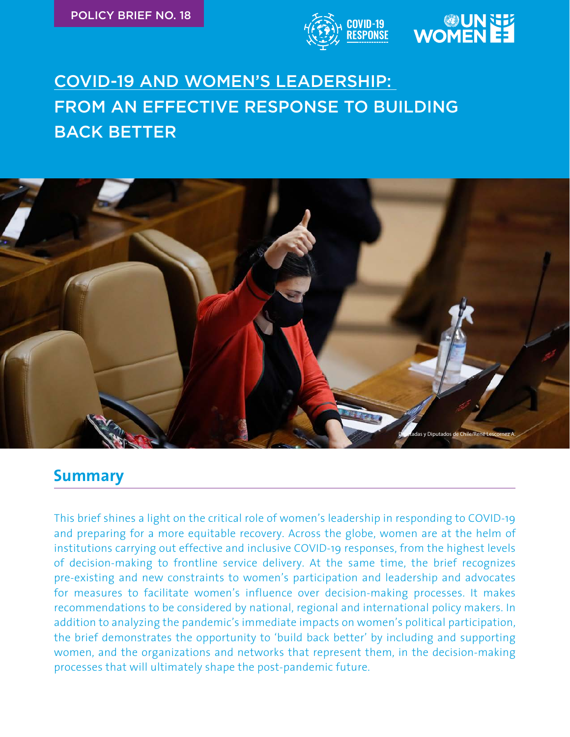POLICY BRIEF NO. 18

# COVID-19 AND WOMEN'S LEADERSHIP: FROM AN EFFECTIVE RESPONSE TO BUILDING BACK BETTER

Diputadas y Diputados de Chile/René Lescornez A.

## Summary

This brief shines a light on the critical role of women's leadership in responding to COVID-19 and preparing for a more equitable recovery. Across the globe, women are at the helm of institutions carrying out effective and inclusive COVID-19 responses, from the highest levels of decision-making to frontline service delivery. At the same time, the brief recognizes pre-existing and new constraints to women's participation and leadership and advocates for measures to facilitate women's influence over decision-making processes. It makes recommendations to be considered by national, regional and international policy makers. In addition to analyzing the pandemic's immediate impacts on women's political participation, the brief demonstrates the opportunity to 'build back better' by including and supporting women, and the organizations and networks that represent them, in the decision-making processes that will ultimately shape the post-pandemic future.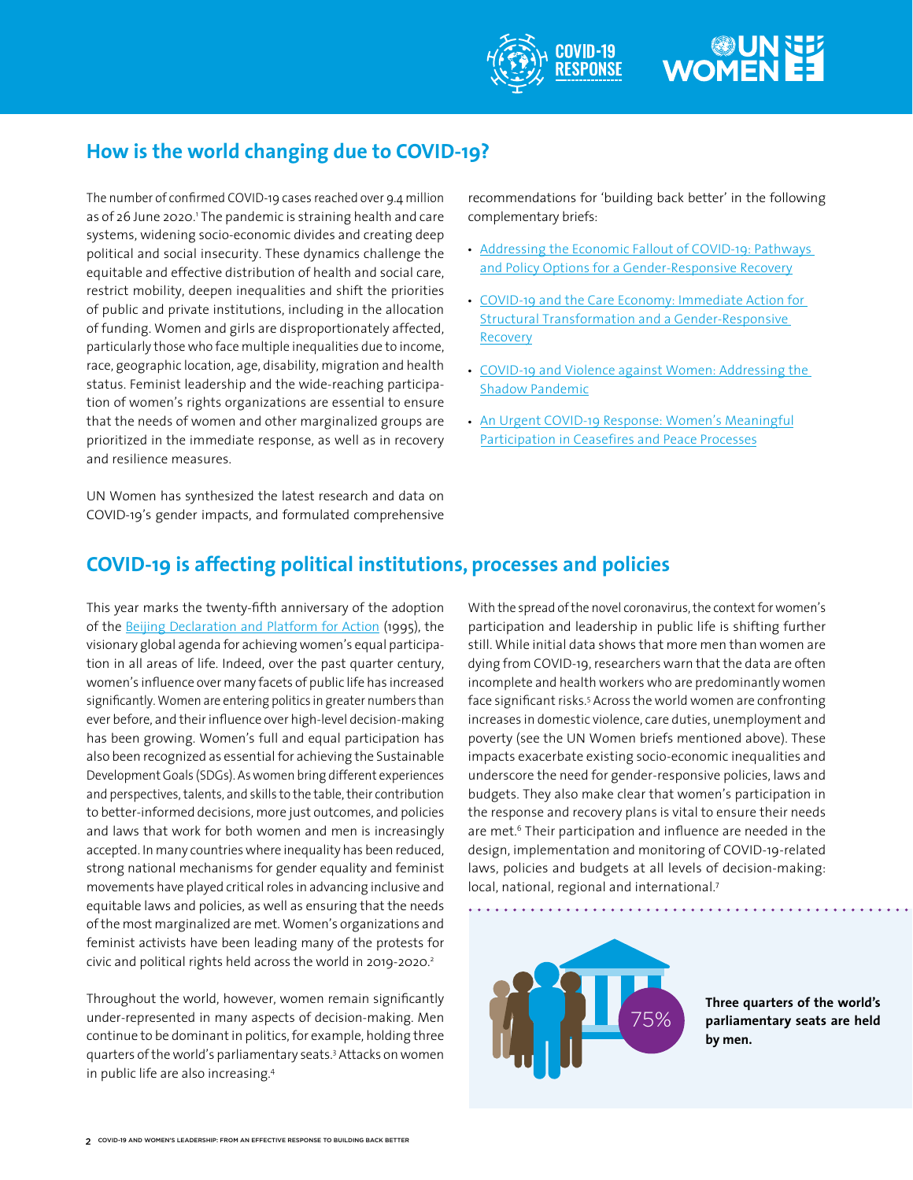## How is the world changing due to COVID-19?

The number of confirmed COVID-19 cases reached over 9.4 million as of 26 June 2020.[1] The pandemic is straining health and care systems, widening socio-economic divides and creating deep political and social insecurity. These dynamics challenge the equitable and effective distribution of health and social care, restrict mobility, deepen inequalities and shift the priorities of public and private institutions, including in the allocation of funding. Women and girls are disproportionately affected, particularly those who face multiple inequalities due to income, race, geographic location, age, disability, migration and health status. Feminist leadership and the wide-reaching participation of women's rights organizations are essential to ensure that the needs of women and other marginalized groups are prioritized in the immediate response, as well as in recovery and resilience measures.

UN Women has synthesized the latest research and data on COVID-19's gender impacts, and formulated comprehensive recommendations for 'building back better' in the following complementary briefs:

- Addressing the Economic Fallout of COVID-19: Pathways and Policy Options for a Gender-Responsive Recovery
- COVID-19 and the Care Economy: Immediate Action for Structural Transformation and a Gender-Responsive Recovery
- COVID-19 and Violence against Women: Addressing the Shadow Pandemic
- An Urgent COVID-19 Response: Women's Meaningful Participation in Ceasefires and Peace Processes

## COVID-19 is affecting political institutions, processes and policies

This year marks the twenty-fifth anniversary of the adoption of the Beijing Declaration and Platform for Action (1995), the visionary global agenda for achieving women's equal participation in all areas of life. Indeed, over the past quarter century, women's influence over many facets of public life has increased significantly. Women are entering politics in greater numbers than ever before, and their influence over high-level decision-making has been growing. Women's full and equal participation has also been recognized as essential for achieving the Sustainable Development Goals (SDGs). As women bring different experiences and perspectives, talents, and skills to the table, their contribution to better-informed decisions, more just outcomes, and policies and laws that work for both women and men is increasingly accepted. In many countries where inequality has been reduced, strong national mechanisms for gender equality and feminist movements have played critical roles in advancing inclusive and equitable laws and policies, as well as ensuring that the needs of the most marginalized are met. Women's organizations and feminist activists have been leading many of the protests for civic and political rights held across the world in 2019-2020.[2]

Throughout the world, however, women remain significantly under-represented in many aspects of decision-making. Men continue to be dominant in politics, for example, holding three quarters of the world's parliamentary seats.[3] Attacks on women in public life are also increasing.[4]

With the spread of the novel coronavirus, the context for women's participation and leadership in public life is shifting further still. While initial data shows that more men than women are dying from COVID-19, researchers warn that the data are often incomplete and health workers who are predominantly women face significant risks.[5] Across the world women are confronting increases in domestic violence, care duties, unemployment and poverty (see the UN Women briefs mentioned above). These impacts exacerbate existing socio-economic inequalities and underscore the need for gender-responsive policies, laws and budgets. They also make clear that women's participation in the response and recovery plans is vital to ensure their needs are met.[6] Their participation and influence are needed in the design, implementation and monitoring of COVID-19-related laws, policies and budgets at all levels of decision-making: local, national, regional and international.[7]

75%

**Three quarters of the world's parliamentary seats are held by men.**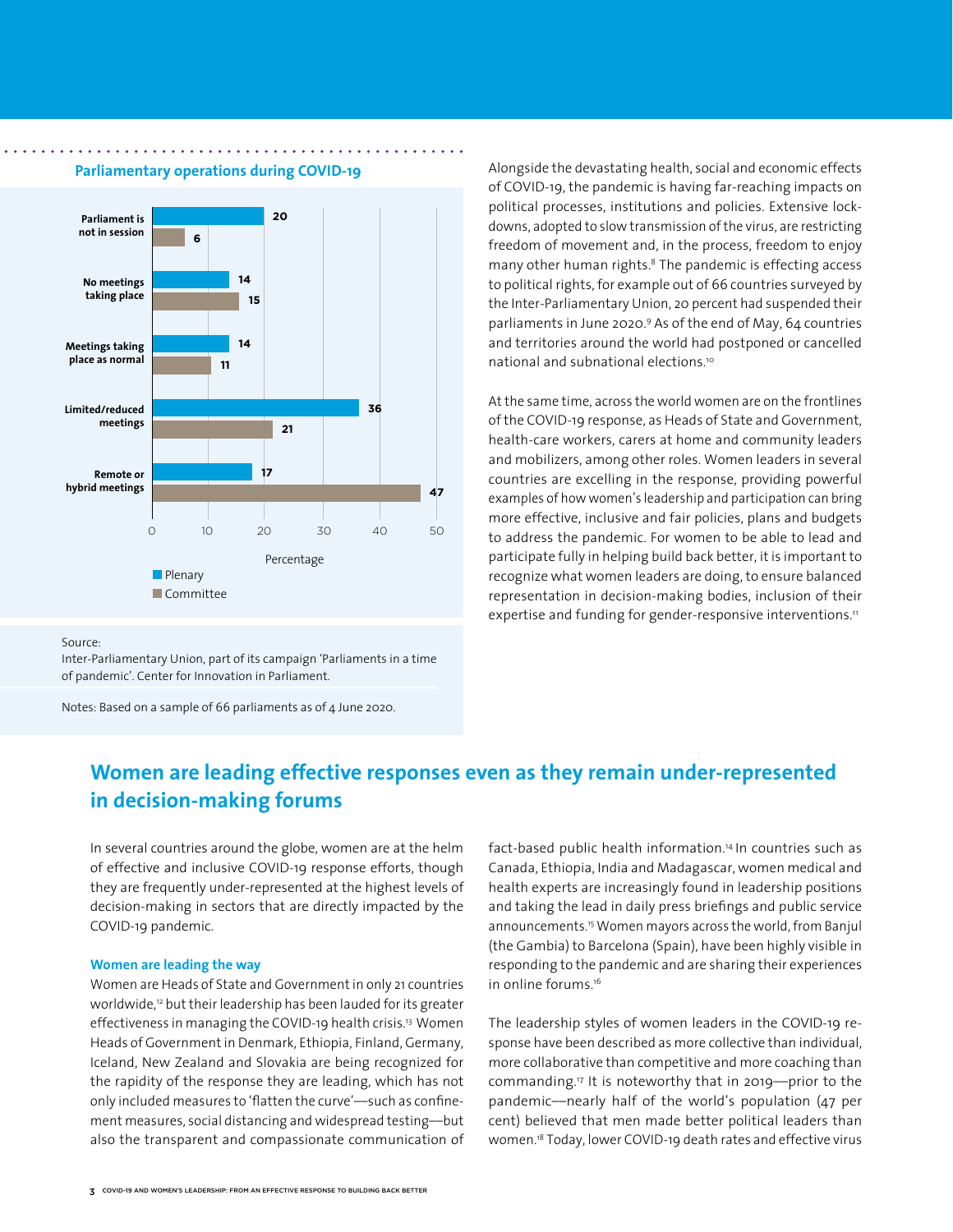### Parliamentary operations during COVID-19

| | Plenary | Committee |
|---|---|---|
| Parliament is not in session | 20 | 6 |
| No meetings taking place | 14 | 15 |
| Meetings taking place as normal | 14 | 11 |
| Limited/reduced meetings | 36 | 21 |
| Remote or hybrid meetings | 17 | 47 |

Percentage

Source:
Inter-Parliamentary Union, part of its campaign 'Parliaments in a time of pandemic'. Center for Innovation in Parliament.

Notes: Based on a sample of 66 parliaments as of 4 June 2020.

Alongside the devastating health, social and economic effects of COVID-19, the pandemic is having far-reaching impacts on political processes, institutions and policies. Extensive lockdowns, adopted to slow transmission of the virus, are restricting freedom of movement and, in the process, freedom to enjoy many other human rights.[8] The pandemic is effecting access to political rights, for example out of 66 countries surveyed by the Inter-Parliamentary Union, 20 percent had suspended their parliaments in June 2020.[9] As of the end of May, 64 countries and territories around the world had postponed or cancelled national and subnational elections.[10]

At the same time, across the world women are on the frontlines of the COVID-19 response, as Heads of State and Government, health-care workers, carers at home and community leaders and mobilizers, among other roles. Women leaders in several countries are excelling in the response, providing powerful examples of how women's leadership and participation can bring more effective, inclusive and fair policies, plans and budgets to address the pandemic. For women to be able to lead and participate fully in helping build back better, it is important to recognize what women leaders are doing, to ensure balanced representation in decision-making bodies, inclusion of their expertise and funding for gender-responsive interventions.[11]

## Women are leading effective responses even as they remain under-represented in decision-making forums

In several countries around the globe, women are at the helm of effective and inclusive COVID-19 response efforts, though they are frequently under-represented at the highest levels of decision-making in sectors that are directly impacted by the COVID-19 pandemic.

### Women are leading the way

Women are Heads of State and Government in only 21 countries worldwide,[12] but their leadership has been lauded for its greater effectiveness in managing the COVID-19 health crisis.[13] Women Heads of Government in Denmark, Ethiopia, Finland, Germany, Iceland, New Zealand and Slovakia are being recognized for the rapidity of the response they are leading, which has not only included measures to 'flatten the curve'—such as confinement measures, social distancing and widespread testing—but also the transparent and compassionate communication of fact-based public health information.[14] In countries such as Canada, Ethiopia, India and Madagascar, women medical and health experts are increasingly found in leadership positions and taking the lead in daily press briefings and public service announcements.[15] Women mayors across the world, from Banjul (the Gambia) to Barcelona (Spain), have been highly visible in responding to the pandemic and are sharing their experiences in online forums.[16]

The leadership styles of women leaders in the COVID-19 response have been described as more collective than individual, more collaborative than competitive and more coaching than commanding.[17] It is noteworthy that in 2019—prior to the pandemic—nearly half of the world's population (47 per cent) believed that men made better political leaders than women.[18] Today, lower COVID-19 death rates and effective virus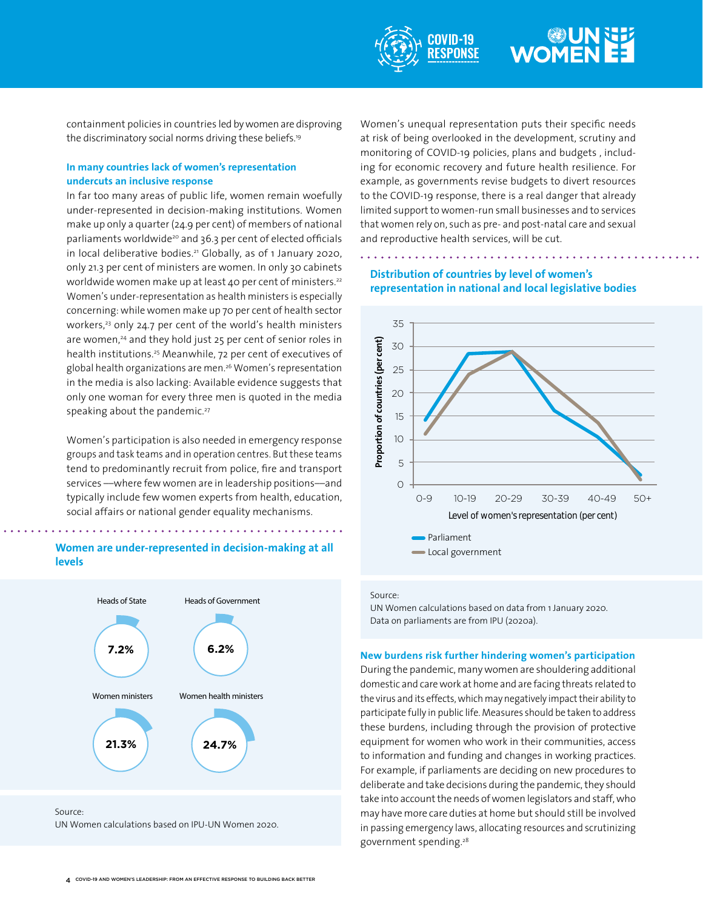containment policies in countries led by women are disproving the discriminatory social norms driving these beliefs.[19]

### In many countries lack of women's representation undercuts an inclusive response

In far too many areas of public life, women remain woefully under-represented in decision-making institutions. Women make up only a quarter (24.9 per cent) of members of national parliaments worldwide[20] and 36.3 per cent of elected officials in local deliberative bodies.[21] Globally, as of 1 January 2020, only 21.3 per cent of ministers are women. In only 30 cabinets worldwide women make up at least 40 per cent of ministers.[22] Women's under-representation as health ministers is especially concerning: while women make up 70 per cent of health sector workers,[23] only 24.7 per cent of the world's health ministers are women,[24] and they hold just 25 per cent of senior roles in health institutions.[25] Meanwhile, 72 per cent of executives of global health organizations are men.[26] Women's representation in the media is also lacking: Available evidence suggests that only one woman for every three men is quoted in the media speaking about the pandemic.[27]

Women's participation is also needed in emergency response groups and task teams and in operation centres. But these teams tend to predominantly recruit from police, fire and transport services —where few women are in leadership positions—and typically include few women experts from health, education, social affairs or national gender equality mechanisms.

### Women are under-represented in decision-making at all levels

| Heads of State | Heads of Government | Women ministers | Women health ministers |
|---|---|---|---|
| 7.2% | 6.2% | 21.3% | 24.7% |

Source:
UN Women calculations based on IPU-UN Women 2020.

Women's unequal representation puts their specific needs at risk of being overlooked in the development, scrutiny and monitoring of COVID-19 policies, plans and budgets , including for economic recovery and future health resilience. For example, as governments revise budgets to divert resources to the COVID-19 response, there is a real danger that already limited support to women-run small businesses and to services that women rely on, such as pre- and post-natal care and sexual and reproductive health services, will be cut.

### Distribution of countries by level of women's representation in national and local legislative bodies

Proportion of countries (per cent) by Level of women's representation (per cent)

| Level of women's representation (per cent) | Parliament | Local government |
|---|---|---|
| 0-9 | 14 | 11 |
| 10-19 | 28 | 24 |
| 20-29 | 29 | 29 |
| 30-39 | 16 | 21 |
| 40-49 | 10 | 13 |
| 50+ | 2 | 1 |

Source:
UN Women calculations based on data from 1 January 2020.
Data on parliaments are from IPU (2020a).

### New burdens risk further hindering women's participation

During the pandemic, many women are shouldering additional domestic and care work at home and are facing threats related to the virus and its effects, which may negatively impact their ability to participate fully in public life. Measures should be taken to address these burdens, including through the provision of protective equipment for women who work in their communities, access to information and funding and changes in working practices. For example, if parliaments are deciding on new procedures to deliberate and take decisions during the pandemic, they should take into account the needs of women legislators and staff, who may have more care duties at home but should still be involved in passing emergency laws, allocating resources and scrutinizing government spending.[28]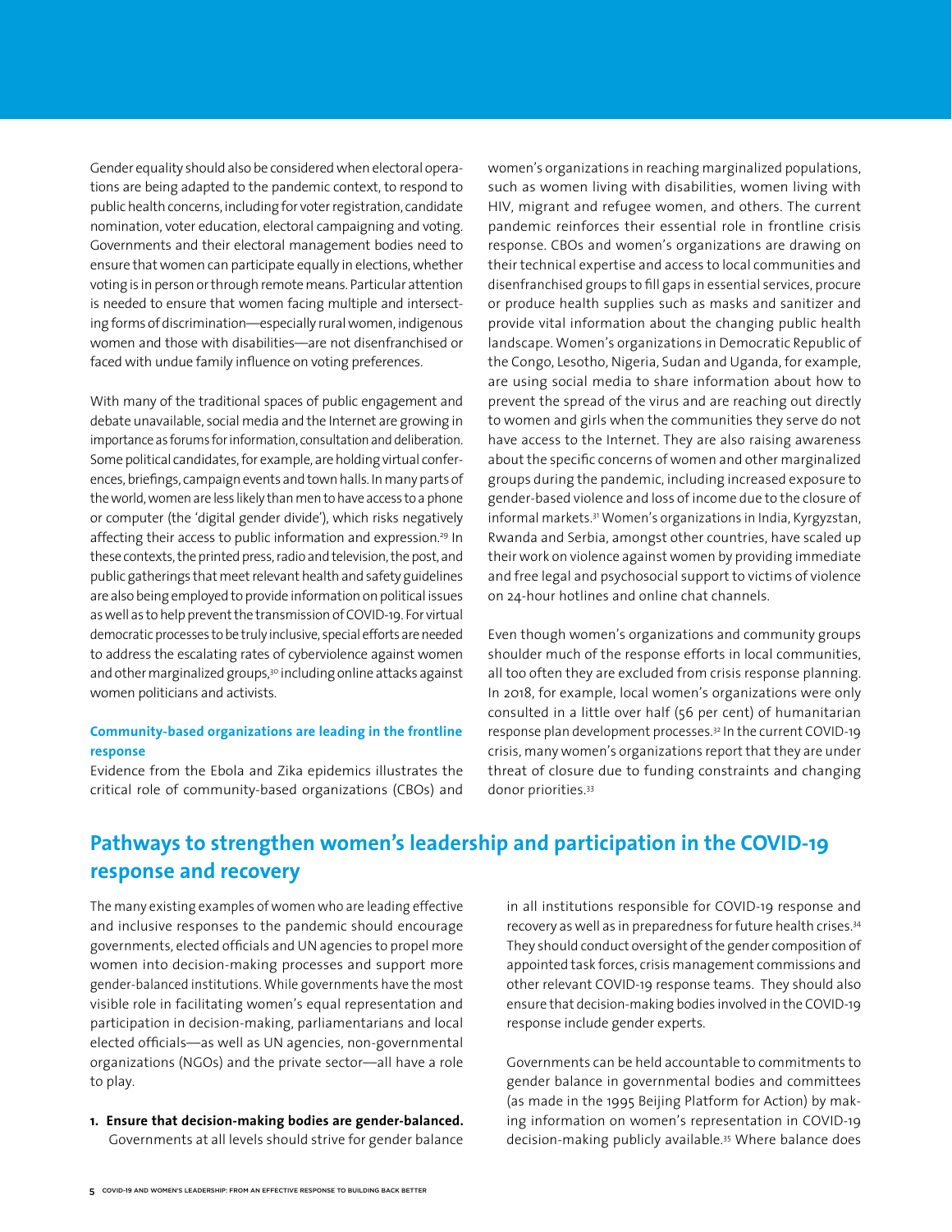Gender equality should also be considered when electoral operations are being adapted to the pandemic context, to respond to public health concerns, including for voter registration, candidate nomination, voter education, electoral campaigning and voting. Governments and their electoral management bodies need to ensure that women can participate equally in elections, whether voting is in person or through remote means. Particular attention is needed to ensure that women facing multiple and intersecting forms of discrimination—especially rural women, indigenous women and those with disabilities—are not disenfranchised or faced with undue family influence on voting preferences.

With many of the traditional spaces of public engagement and debate unavailable, social media and the Internet are growing in importance as forums for information, consultation and deliberation. Some political candidates, for example, are holding virtual conferences, briefings, campaign events and town halls. In many parts of the world, women are less likely than men to have access to a phone or computer (the 'digital gender divide'), which risks negatively affecting their access to public information and expression.[29] In these contexts, the printed press, radio and television, the post, and public gatherings that meet relevant health and safety guidelines are also being employed to provide information on political issues as well as to help prevent the transmission of COVID-19. For virtual democratic processes to be truly inclusive, special efforts are needed to address the escalating rates of cyberviolence against women and other marginalized groups,[30] including online attacks against women politicians and activists.

### Community-based organizations are leading in the frontline response

Evidence from the Ebola and Zika epidemics illustrates the critical role of community-based organizations (CBOs) and women's organizations in reaching marginalized populations, such as women living with disabilities, women living with HIV, migrant and refugee women, and others. The current pandemic reinforces their essential role in frontline crisis response. CBOs and women's organizations are drawing on their technical expertise and access to local communities and disenfranchised groups to fill gaps in essential services, procure or produce health supplies such as masks and sanitizer and provide vital information about the changing public health landscape. Women's organizations in Democratic Republic of the Congo, Lesotho, Nigeria, Sudan and Uganda, for example, are using social media to share information about how to prevent the spread of the virus and are reaching out directly to women and girls when the communities they serve do not have access to the Internet. They are also raising awareness about the specific concerns of women and other marginalized groups during the pandemic, including increased exposure to gender-based violence and loss of income due to the closure of informal markets.[31] Women's organizations in India, Kyrgyzstan, Rwanda and Serbia, amongst other countries, have scaled up their work on violence against women by providing immediate and free legal and psychosocial support to victims of violence on 24-hour hotlines and online chat channels.

Even though women's organizations and community groups shoulder much of the response efforts in local communities, all too often they are excluded from crisis response planning. In 2018, for example, local women's organizations were only consulted in a little over half (56 per cent) of humanitarian response plan development processes.[32] In the current COVID-19 crisis, many women's organizations report that they are under threat of closure due to funding constraints and changing donor priorities.[33]

## Pathways to strengthen women's leadership and participation in the COVID-19 response and recovery

The many existing examples of women who are leading effective and inclusive responses to the pandemic should encourage governments, elected officials and UN agencies to propel more women into decision-making processes and support more gender-balanced institutions. While governments have the most visible role in facilitating women's equal representation and participation in decision-making, parliamentarians and local elected officials—as well as UN agencies, non-governmental organizations (NGOs) and the private sector—all have a role to play.

1. **Ensure that decision-making bodies are gender-balanced.** Governments at all levels should strive for gender balance in all institutions responsible for COVID-19 response and recovery as well as in preparedness for future health crises.[34] They should conduct oversight of the gender composition of appointed task forces, crisis management commissions and other relevant COVID-19 response teams. They should also ensure that decision-making bodies involved in the COVID-19 response include gender experts.

   Governments can be held accountable to commitments to gender balance in governmental bodies and committees (as made in the 1995 Beijing Platform for Action) by making information on women's representation in COVID-19 decision-making publicly available.[35] Where balance does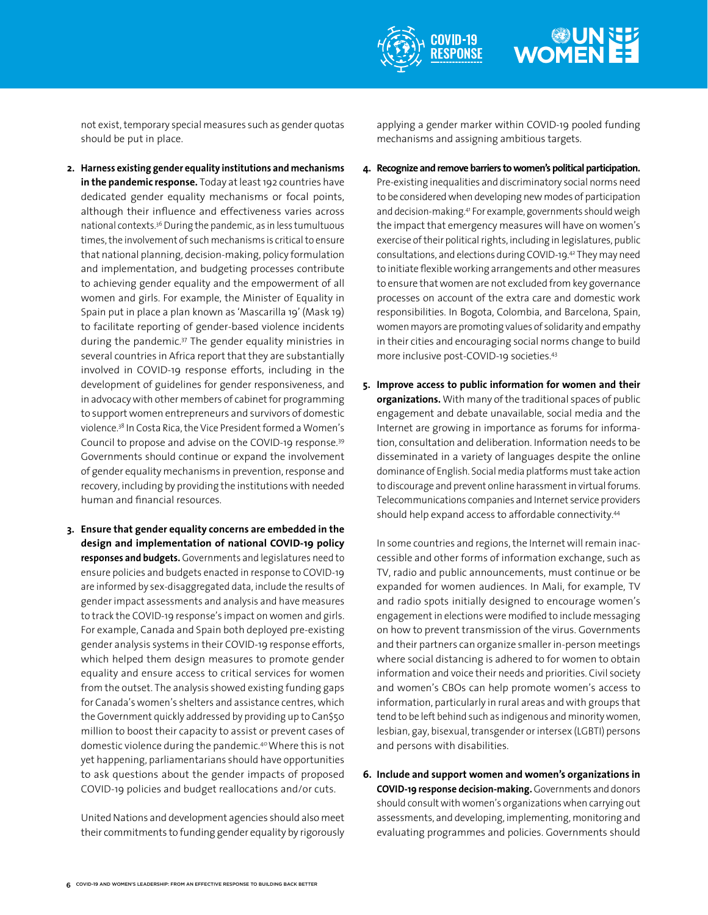not exist, temporary special measures such as gender quotas should be put in place.

2. **Harness existing gender equality institutions and mechanisms in the pandemic response.** Today at least 192 countries have dedicated gender equality mechanisms or focal points, although their influence and effectiveness varies across national contexts.[36] During the pandemic, as in less tumultuous times, the involvement of such mechanisms is critical to ensure that national planning, decision-making, policy formulation and implementation, and budgeting processes contribute to achieving gender equality and the empowerment of all women and girls. For example, the Minister of Equality in Spain put in place a plan known as 'Mascarilla 19' (Mask 19) to facilitate reporting of gender-based violence incidents during the pandemic.[37] The gender equality ministries in several countries in Africa report that they are substantially involved in COVID-19 response efforts, including in the development of guidelines for gender responsiveness, and in advocacy with other members of cabinet for programming to support women entrepreneurs and survivors of domestic violence.[38] In Costa Rica, the Vice President formed a Women's Council to propose and advise on the COVID-19 response.[39] Governments should continue or expand the involvement of gender equality mechanisms in prevention, response and recovery, including by providing the institutions with needed human and financial resources.

3. **Ensure that gender equality concerns are embedded in the design and implementation of national COVID-19 policy responses and budgets.** Governments and legislatures need to ensure policies and budgets enacted in response to COVID-19 are informed by sex-disaggregated data, include the results of gender impact assessments and analysis and have measures to track the COVID-19 response's impact on women and girls. For example, Canada and Spain both deployed pre-existing gender analysis systems in their COVID-19 response efforts, which helped them design measures to promote gender equality and ensure access to critical services for women from the outset. The analysis showed existing funding gaps for Canada's women's shelters and assistance centres, which the Government quickly addressed by providing up to Can$50 million to boost their capacity to assist or prevent cases of domestic violence during the pandemic.[40] Where this is not yet happening, parliamentarians should have opportunities to ask questions about the gender impacts of proposed COVID-19 policies and budget reallocations and/or cuts.

   United Nations and development agencies should also meet their commitments to funding gender equality by rigorously applying a gender marker within COVID-19 pooled funding mechanisms and assigning ambitious targets.

4. **Recognize and remove barriers to women's political participation.** Pre-existing inequalities and discriminatory social norms need to be considered when developing new modes of participation and decision-making.[41] For example, governments should weigh the impact that emergency measures will have on women's exercise of their political rights, including in legislatures, public consultations, and elections during COVID-19.[42] They may need to initiate flexible working arrangements and other measures to ensure that women are not excluded from key governance processes on account of the extra care and domestic work responsibilities. In Bogota, Colombia, and Barcelona, Spain, women mayors are promoting values of solidarity and empathy in their cities and encouraging social norms change to build more inclusive post-COVID-19 societies.[43]

5. **Improve access to public information for women and their organizations.** With many of the traditional spaces of public engagement and debate unavailable, social media and the Internet are growing in importance as forums for information, consultation and deliberation. Information needs to be disseminated in a variety of languages despite the online dominance of English. Social media platforms must take action to discourage and prevent online harassment in virtual forums. Telecommunications companies and Internet service providers should help expand access to affordable connectivity.[44]

   In some countries and regions, the Internet will remain inaccessible and other forms of information exchange, such as TV, radio and public announcements, must continue or be expanded for women audiences. In Mali, for example, TV and radio spots initially designed to encourage women's engagement in elections were modified to include messaging on how to prevent transmission of the virus. Governments and their partners can organize smaller in-person meetings where social distancing is adhered to for women to obtain information and voice their needs and priorities. Civil society and women's CBOs can help promote women's access to information, particularly in rural areas and with groups that tend to be left behind such as indigenous and minority women, lesbian, gay, bisexual, transgender or intersex (LGBTI) persons and persons with disabilities.

6. **Include and support women and women's organizations in COVID-19 response decision-making.** Governments and donors should consult with women's organizations when carrying out assessments, and developing, implementing, monitoring and evaluating programmes and policies. Governments should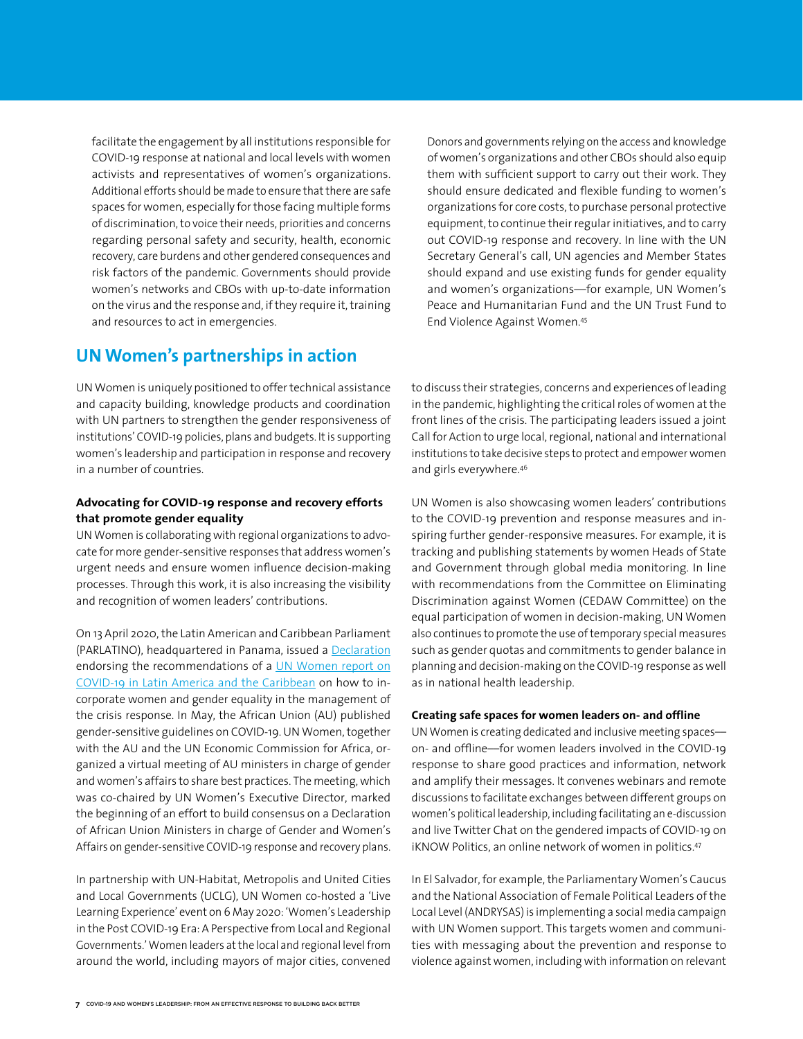facilitate the engagement by all institutions responsible for COVID-19 response at national and local levels with women activists and representatives of women's organizations. Additional efforts should be made to ensure that there are safe spaces for women, especially for those facing multiple forms of discrimination, to voice their needs, priorities and concerns regarding personal safety and security, health, economic recovery, care burdens and other gendered consequences and risk factors of the pandemic. Governments should provide women's networks and CBOs with up-to-date information on the virus and the response and, if they require it, training and resources to act in emergencies.

Donors and governments relying on the access and knowledge of women's organizations and other CBOs should also equip them with sufficient support to carry out their work. They should ensure dedicated and flexible funding to women's organizations for core costs, to purchase personal protective equipment, to continue their regular initiatives, and to carry out COVID-19 response and recovery. In line with the UN Secretary General's call, UN agencies and Member States should expand and use existing funds for gender equality and women's organizations—for example, UN Women's Peace and Humanitarian Fund and the UN Trust Fund to End Violence Against Women.[45]

## UN Women's partnerships in action

UN Women is uniquely positioned to offer technical assistance and capacity building, knowledge products and coordination with UN partners to strengthen the gender responsiveness of institutions' COVID-19 policies, plans and budgets. It is supporting women's leadership and participation in response and recovery in a number of countries.

**Advocating for COVID-19 response and recovery efforts that promote gender equality**

UN Women is collaborating with regional organizations to advocate for more gender-sensitive responses that address women's urgent needs and ensure women influence decision-making processes. Through this work, it is also increasing the visibility and recognition of women leaders' contributions.

On 13 April 2020, the Latin American and Caribbean Parliament (PARLATINO), headquartered in Panama, issued a Declaration endorsing the recommendations of a UN Women report on COVID-19 in Latin America and the Caribbean on how to incorporate women and gender equality in the management of the crisis response. In May, the African Union (AU) published gender-sensitive guidelines on COVID-19. UN Women, together with the AU and the UN Economic Commission for Africa, organized a virtual meeting of AU ministers in charge of gender and women's affairs to share best practices. The meeting, which was co-chaired by UN Women's Executive Director, marked the beginning of an effort to build consensus on a Declaration of African Union Ministers in charge of Gender and Women's Affairs on gender-sensitive COVID-19 response and recovery plans.

In partnership with UN-Habitat, Metropolis and United Cities and Local Governments (UCLG), UN Women co-hosted a 'Live Learning Experience' event on 6 May 2020: 'Women's Leadership in the Post COVID-19 Era: A Perspective from Local and Regional Governments.' Women leaders at the local and regional level from around the world, including mayors of major cities, convened to discuss their strategies, concerns and experiences of leading in the pandemic, highlighting the critical roles of women at the front lines of the crisis. The participating leaders issued a joint Call for Action to urge local, regional, national and international institutions to take decisive steps to protect and empower women and girls everywhere.[46]

UN Women is also showcasing women leaders' contributions to the COVID-19 prevention and response measures and inspiring further gender-responsive measures. For example, it is tracking and publishing statements by women Heads of State and Government through global media monitoring. In line with recommendations from the Committee on Eliminating Discrimination against Women (CEDAW Committee) on the equal participation of women in decision-making, UN Women also continues to promote the use of temporary special measures such as gender quotas and commitments to gender balance in planning and decision-making on the COVID-19 response as well as in national health leadership.

**Creating safe spaces for women leaders on- and offline**

UN Women is creating dedicated and inclusive meeting spaces—on- and offline—for women leaders involved in the COVID-19 response to share good practices and information, network and amplify their messages. It convenes webinars and remote discussions to facilitate exchanges between different groups on women's political leadership, including facilitating an e-discussion and live Twitter Chat on the gendered impacts of COVID-19 on iKNOW Politics, an online network of women in politics.[47]

In El Salvador, for example, the Parliamentary Women's Caucus and the National Association of Female Political Leaders of the Local Level (ANDRYSAS) is implementing a social media campaign with UN Women support. This targets women and communities with messaging about the prevention and response to violence against women, including with information on relevant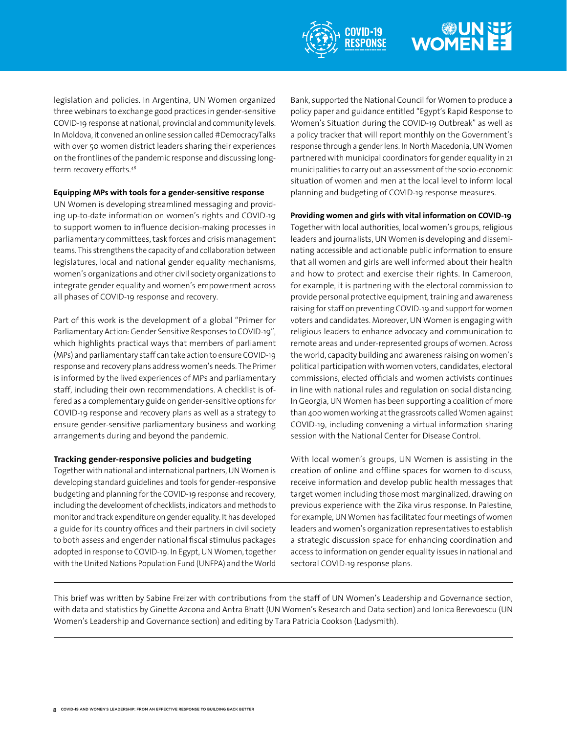legislation and policies. In Argentina, UN Women organized three webinars to exchange good practices in gender-sensitive COVID-19 response at national, provincial and community levels. In Moldova, it convened an online session called #DemocracyTalks with over 50 women district leaders sharing their experiences on the frontlines of the pandemic response and discussing long-term recovery efforts.[48]

**Equipping MPs with tools for a gender-sensitive response**

UN Women is developing streamlined messaging and providing up-to-date information on women's rights and COVID-19 to support women to influence decision-making processes in parliamentary committees, task forces and crisis management teams. This strengthens the capacity of and collaboration between legislatures, local and national gender equality mechanisms, women's organizations and other civil society organizations to integrate gender equality and women's empowerment across all phases of COVID-19 response and recovery.

Part of this work is the development of a global "Primer for Parliamentary Action: Gender Sensitive Responses to COVID-19", which highlights practical ways that members of parliament (MPs) and parliamentary staff can take action to ensure COVID-19 response and recovery plans address women's needs. The Primer is informed by the lived experiences of MPs and parliamentary staff, including their own recommendations. A checklist is offered as a complementary guide on gender-sensitive options for COVID-19 response and recovery plans as well as a strategy to ensure gender-sensitive parliamentary business and working arrangements during and beyond the pandemic.

**Tracking gender-responsive policies and budgeting**

Together with national and international partners, UN Women is developing standard guidelines and tools for gender-responsive budgeting and planning for the COVID-19 response and recovery, including the development of checklists, indicators and methods to monitor and track expenditure on gender equality. It has developed a guide for its country offices and their partners in civil society to both assess and engender national fiscal stimulus packages adopted in response to COVID-19. In Egypt, UN Women, together with the United Nations Population Fund (UNFPA) and the World Bank, supported the National Council for Women to produce a policy paper and guidance entitled "Egypt's Rapid Response to Women's Situation during the COVID-19 Outbreak" as well as a policy tracker that will report monthly on the Government's response through a gender lens. In North Macedonia, UN Women partnered with municipal coordinators for gender equality in 21 municipalities to carry out an assessment of the socio-economic situation of women and men at the local level to inform local planning and budgeting of COVID-19 response measures.

**Providing women and girls with vital information on COVID-19**

Together with local authorities, local women's groups, religious leaders and journalists, UN Women is developing and disseminating accessible and actionable public information to ensure that all women and girls are well informed about their health and how to protect and exercise their rights. In Cameroon, for example, it is partnering with the electoral commission to provide personal protective equipment, training and awareness raising for staff on preventing COVID-19 and support for women voters and candidates. Moreover, UN Women is engaging with religious leaders to enhance advocacy and communication to remote areas and under-represented groups of women. Across the world, capacity building and awareness raising on women's political participation with women voters, candidates, electoral commissions, elected officials and women activists continues in line with national rules and regulation on social distancing. In Georgia, UN Women has been supporting a coalition of more than 400 women working at the grassroots called Women against COVID-19, including convening a virtual information sharing session with the National Center for Disease Control.

With local women's groups, UN Women is assisting in the creation of online and offline spaces for women to discuss, receive information and develop public health messages that target women including those most marginalized, drawing on previous experience with the Zika virus response. In Palestine, for example, UN Women has facilitated four meetings of women leaders and women's organization representatives to establish a strategic discussion space for enhancing coordination and access to information on gender equality issues in national and sectoral COVID-19 response plans.

---

This brief was written by Sabine Freizer with contributions from the staff of UN Women's Leadership and Governance section, with data and statistics by Ginette Azcona and Antra Bhatt (UN Women's Research and Data section) and Ionica Berevoescu (UN Women's Leadership and Governance section) and editing by Tara Patricia Cookson (Ladysmith).

---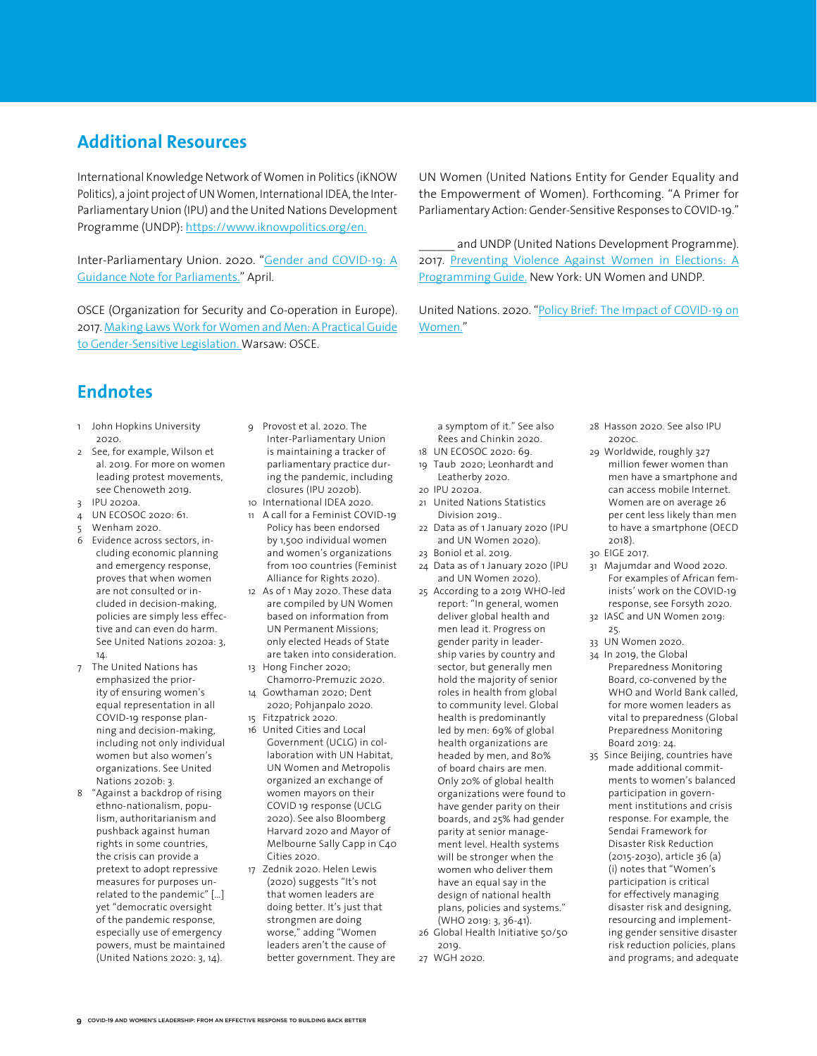## Additional Resources

International Knowledge Network of Women in Politics (iKNOW Politics), a joint project of UN Women, International IDEA, the Inter-Parliamentary Union (IPU) and the United Nations Development Programme (UNDP): https://www.iknowpolitics.org/en.

Inter-Parliamentary Union. 2020. "Gender and COVID-19: A Guidance Note for Parliaments." April.

OSCE (Organization for Security and Co-operation in Europe). 2017. Making Laws Work for Women and Men: A Practical Guide to Gender-Sensitive Legislation. Warsaw: OSCE.

UN Women (United Nations Entity for Gender Equality and the Empowerment of Women). Forthcoming. "A Primer for Parliamentary Action: Gender-Sensitive Responses to COVID-19."

______ and UNDP (United Nations Development Programme). 2017. Preventing Violence Against Women in Elections: A Programming Guide. New York: UN Women and UNDP.

United Nations. 2020. "Policy Brief: The Impact of COVID-19 on Women."

## Endnotes

1. John Hopkins University 2020.
2. See, for example, Wilson et al. 2019. For more on women leading protest movements, see Chenoweth 2019.
3. IPU 2020a.
4. UN ECOSOC 2020: 61.
5. Wenham 2020.
6. Evidence across sectors, including economic planning and emergency response, proves that when women are not consulted or included in decision-making, policies are simply less effective and can even do harm. See United Nations 2020a: 3, 14.
7. The United Nations has emphasized the priority of ensuring women's equal representation in all COVID-19 response planning and decision-making, including not only individual women but also women's organizations. See United Nations 2020b: 3.
8. "Against a backdrop of rising ethno-nationalism, populism, authoritarianism and pushback against human rights in some countries, the crisis can provide a pretext to adopt repressive measures for purposes unrelated to the pandemic" […] yet "democratic oversight of the pandemic response, especially use of emergency powers, must be maintained (United Nations 2020: 3, 14).
9. Provost et al. 2020. The Inter-Parliamentary Union is maintaining a tracker of parliamentary practice during the pandemic, including closures (IPU 2020b).
10. International IDEA 2020.
11. A call for a Feminist COVID-19 Policy has been endorsed by 1,500 individual women and women's organizations from 100 countries (Feminist Alliance for Rights 2020).
12. As of 1 May 2020. These data are compiled by UN Women based on information from UN Permanent Missions; only elected Heads of State are taken into consideration.
13. Hong Fincher 2020; Chamorro-Premuzic 2020.
14. Gowthaman 2020; Dent 2020; Pohjanpalo 2020.
15. Fitzpatrick 2020.
16. United Cities and Local Government (UCLG) in collaboration with UN Habitat, UN Women and Metropolis organized an exchange of women mayors on their COVID 19 response (UCLG 2020). See also Bloomberg Harvard 2020 and Mayor of Melbourne Sally Capp in C40 Cities 2020.
17. Zednik 2020. Helen Lewis (2020) suggests "It's not that women leaders are doing better. It's just that strongmen are doing worse," adding "Women leaders aren't the cause of better government. They are a symptom of it." See also Rees and Chinkin 2020.
18. UN ECOSOC 2020: 69.
19. Taub 2020; Leonhardt and Leatherby 2020.
20. IPU 2020a.
21. United Nations Statistics Division 2019..
22. Data as of 1 January 2020 (IPU and UN Women 2020).
23. Boniol et al. 2019.
24. Data as of 1 January 2020 (IPU and UN Women 2020).
25. According to a 2019 WHO-led report: "In general, women deliver global health and men lead it. Progress on gender parity in leadership varies by country and sector, but generally men hold the majority of senior roles in health from global to community level. Global health is predominantly led by men: 69% of global health organizations are headed by men, and 80% of board chairs are men. Only 20% of global health organizations were found to have gender parity on their boards, and 25% had gender parity at senior management level. Health systems will be stronger when the women who deliver them have an equal say in the design of national health plans, policies and systems." (WHO 2019: 3, 36-41).
26. Global Health Initiative 50/50 2019.
27. WGH 2020.
28. Hasson 2020. See also IPU 2020c.
29. Worldwide, roughly 327 million fewer women than men have a smartphone and can access mobile Internet. Women are on average 26 per cent less likely than men to have a smartphone (OECD 2018).
30. EIGE 2017.
31. Majumdar and Wood 2020. For examples of African feminists' work on the COVID-19 response, see Forsyth 2020.
32. IASC and UN Women 2019: 25.
33. UN Women 2020.
34. In 2019, the Global Preparedness Monitoring Board, co-convened by the WHO and World Bank called, for more women leaders as vital to preparedness (Global Preparedness Monitoring Board 2019: 24.
35. Since Beijing, countries have made additional commitments to women's balanced participation in government institutions and crisis response. For example, the Sendai Framework for Disaster Risk Reduction (2015-2030), article 36 (a) (i) notes that "Women's participation is critical for effectively managing disaster risk and designing, resourcing and implementing gender sensitive disaster risk reduction policies, plans and programs; and adequate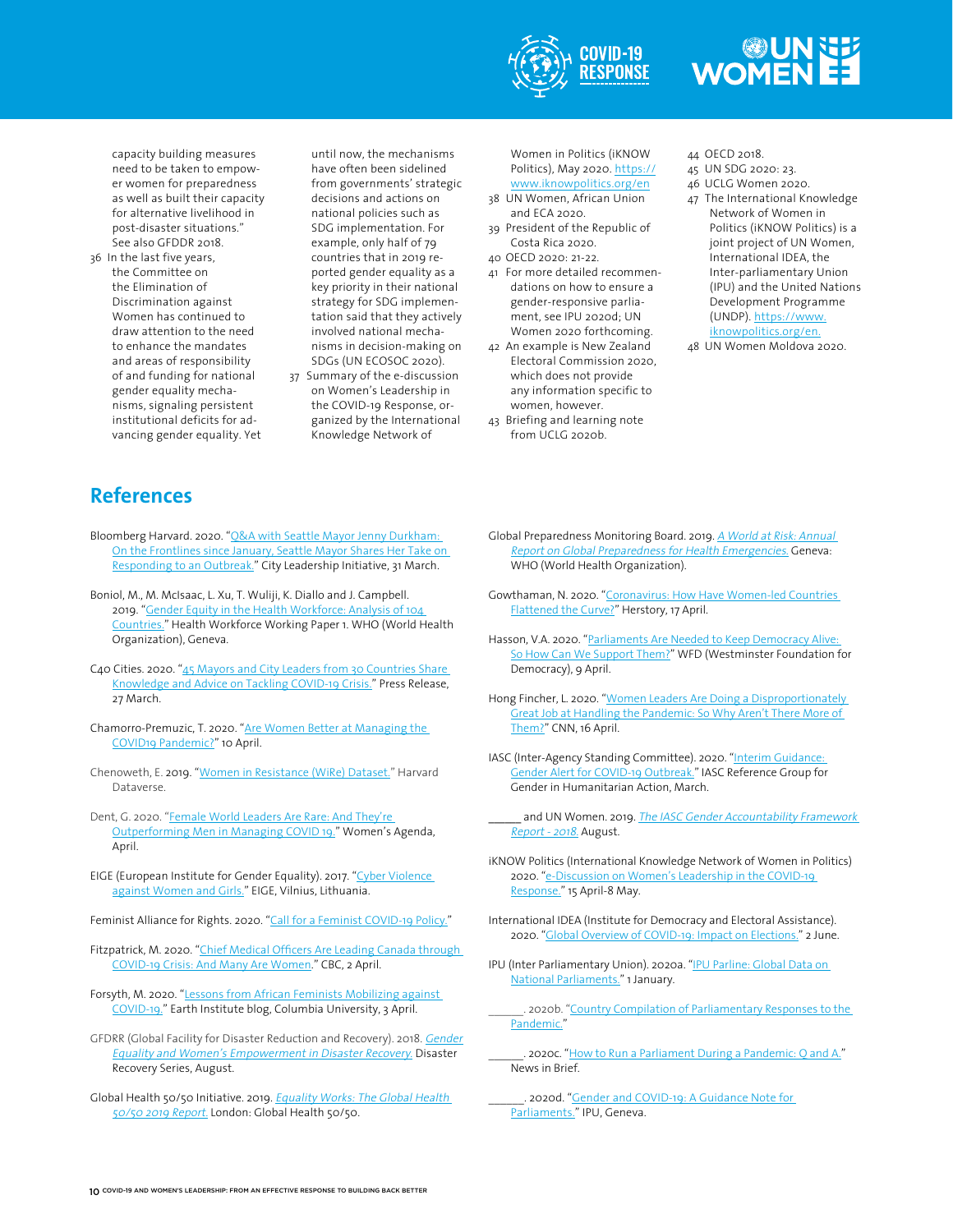capacity building measures need to be taken to empower women for preparedness as well as built their capacity for alternative livelihood in post-disaster situations." See also GFDDR 2018.

36 In the last five years, the Committee on the Elimination of Discrimination against Women has continued to draw attention to the need to enhance the mandates and areas of responsibility of and funding for national gender equality mechanisms, signaling persistent institutional deficits for advancing gender equality. Yet until now, the mechanisms have often been sidelined from governments' strategic decisions and actions on national policies such as SDG implementation. For example, only half of 79 countries that in 2019 reported gender equality as a key priority in their national strategy for SDG implementation said that they actively involved national mechanisms in decision-making on SDGs (UN ECOSOC 2020).

37 Summary of the e-discussion on Women's Leadership in the COVID-19 Response, organized by the International Knowledge Network of Women in Politics (iKNOW Politics), May 2020. https://www.iknowpolitics.org/en

38 UN Women, African Union and ECA 2020.

39 President of the Republic of Costa Rica 2020.

40 OECD 2020: 21-22.

41 For more detailed recommendations on how to ensure a gender-responsive parliament, see IPU 2020d; UN Women 2020 forthcoming.

42 An example is New Zealand Electoral Commission 2020, which does not provide any information specific to women, however.

43 Briefing and learning note from UCLG 2020b.

44 OECD 2018.

45 UN SDG 2020: 23.

46 UCLG Women 2020.

47 The International Knowledge Network of Women in Politics (iKNOW Politics) is a joint project of UN Women, International IDEA, the Inter-parliamentary Union (IPU) and the United Nations Development Programme (UNDP). https://www.iknowpolitics.org/en.

48 UN Women Moldova 2020.

## References

Bloomberg Harvard. 2020. "Q&A with Seattle Mayor Jenny Durkham: On the Frontlines since January, Seattle Mayor Shares Her Take on Responding to an Outbreak." City Leadership Initiative, 31 March.

Boniol, M., M. McIsaac, L. Xu, T. Wuliji, K. Diallo and J. Campbell. 2019. "Gender Equity in the Health Workforce: Analysis of 104 Countries." Health Workforce Working Paper 1. WHO (World Health Organization), Geneva.

C40 Cities. 2020. "45 Mayors and City Leaders from 30 Countries Share Knowledge and Advice on Tackling COVID-19 Crisis." Press Release, 27 March.

Chamorro-Premuzic, T. 2020. "Are Women Better at Managing the COVID19 Pandemic?" 10 April.

Chenoweth, E. 2019. "Women in Resistance (WiRe) Dataset." Harvard Dataverse.

Dent, G. 2020. "Female World Leaders Are Rare: And They're Outperforming Men in Managing COVID 19." Women's Agenda, April.

EIGE (European Institute for Gender Equality). 2017. "Cyber Violence against Women and Girls." EIGE, Vilnius, Lithuania.

Feminist Alliance for Rights. 2020. "Call for a Feminist COVID-19 Policy."

Fitzpatrick, M. 2020. "Chief Medical Officers Are Leading Canada through COVID-19 Crisis: And Many Are Women." CBC, 2 April.

Forsyth, M. 2020. "Lessons from African Feminists Mobilizing against COVID-19." Earth Institute blog, Columbia University, 3 April.

GFDRR (Global Facility for Disaster Reduction and Recovery). 2018. *Gender Equality and Women's Empowerment in Disaster Recovery.* Disaster Recovery Series, August.

Global Health 50/50 Initiative. 2019. *Equality Works: The Global Health 50/50 2019 Report.* London: Global Health 50/50.

Global Preparedness Monitoring Board. 2019. *A World at Risk: Annual Report on Global Preparedness for Health Emergencies.* Geneva: WHO (World Health Organization).

Gowthaman, N. 2020. "Coronavirus: How Have Women-led Countries Flattened the Curve?" Herstory, 17 April.

Hasson, V.A. 2020. "Parliaments Are Needed to Keep Democracy Alive: So How Can We Support Them?" WFD (Westminster Foundation for Democracy), 9 April.

Hong Fincher, L. 2020. "Women Leaders Are Doing a Disproportionately Great Job at Handling the Pandemic: So Why Aren't There More of Them?" CNN, 16 April.

IASC (Inter-Agency Standing Committee). 2020. "Interim Guidance: Gender Alert for COVID-19 Outbreak." IASC Reference Group for Gender in Humanitarian Action, March.

_____ and UN Women. 2019. *The IASC Gender Accountability Framework Report - 2018.* August.

iKNOW Politics (International Knowledge Network of Women in Politics) 2020. "e-Discussion on Women's Leadership in the COVID-19 Response." 15 April-8 May.

International IDEA (Institute for Democracy and Electoral Assistance). 2020. "Global Overview of COVID-19: Impact on Elections." 2 June.

IPU (Inter Parliamentary Union). 2020a. "IPU Parline: Global Data on National Parliaments." 1 January.

_____. 2020b. "Country Compilation of Parliamentary Responses to the Pandemic."

_____. 2020c. "How to Run a Parliament During a Pandemic: Q and A." News in Brief.

_____. 2020d. "Gender and COVID-19: A Guidance Note for Parliaments." IPU, Geneva.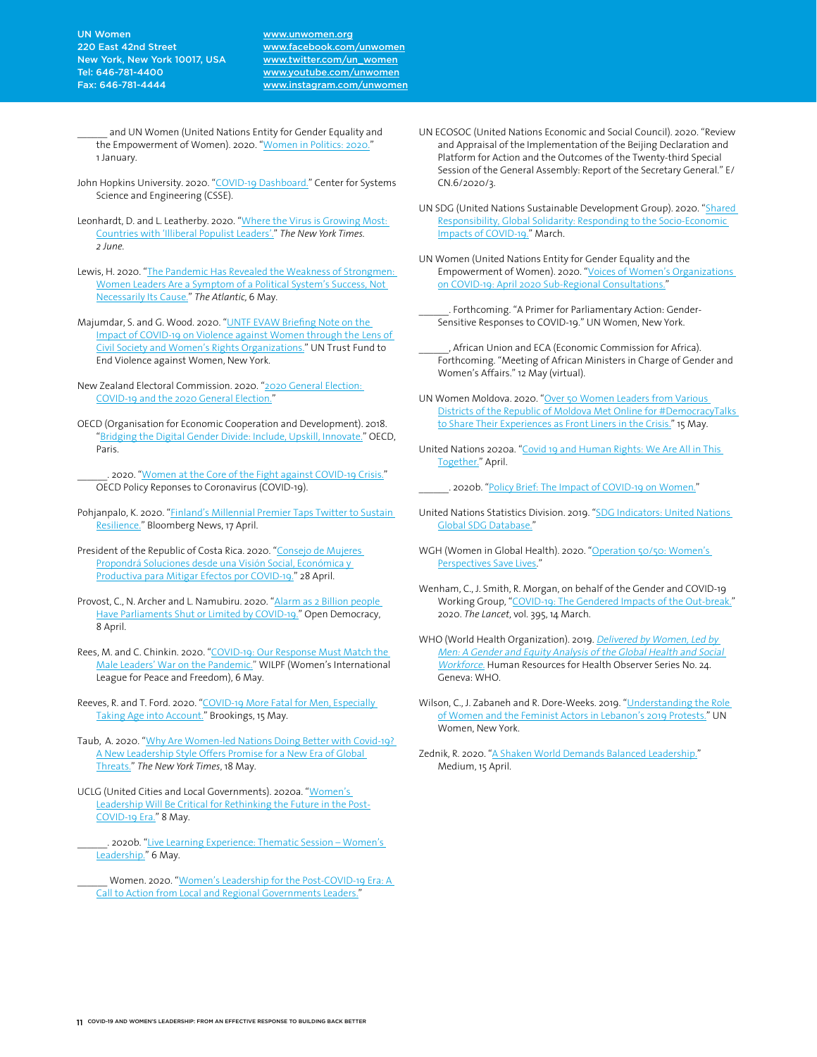UN Women
220 East 42nd Street
New York, New York 10017, USA
Tel: 646-781-4400
Fax: 646-781-4444

www.unwomen.org
www.facebook.com/unwomen
www.twitter.com/un_women
www.youtube.com/unwomen
www.instagram.com/unwomen

______ and UN Women (United Nations Entity for Gender Equality and the Empowerment of Women). 2020. "Women in Politics: 2020." 1 January.

John Hopkins University. 2020. "COVID-19 Dashboard." Center for Systems Science and Engineering (CSSE).

Leonhardt, D. and L. Leatherby. 2020. "Where the Virus is Growing Most: Countries with 'Illiberal Populist Leaders'." *The New York Times. 2 June.*

Lewis, H. 2020. "The Pandemic Has Revealed the Weakness of Strongmen: Women Leaders Are a Symptom of a Political System's Success, Not Necessarily Its Cause." *The Atlantic*, 6 May.

Majumdar, S. and G. Wood. 2020. "UNTF EVAW Briefing Note on the Impact of COVID-19 on Violence against Women through the Lens of Civil Society and Women's Rights Organizations." UN Trust Fund to End Violence against Women, New York.

New Zealand Electoral Commission. 2020. "2020 General Election: COVID-19 and the 2020 General Election."

OECD (Organisation for Economic Cooperation and Development). 2018. "Bridging the Digital Gender Divide: Include, Upskill, Innovate." OECD, Paris.

______. 2020. "Women at the Core of the Fight against COVID-19 Crisis." OECD Policy Reponses to Coronavirus (COVID-19).

Pohjanpalo, K. 2020. "Finland's Millennial Premier Taps Twitter to Sustain Resilience." Bloomberg News, 17 April.

President of the Republic of Costa Rica. 2020. "Consejo de Mujeres Propondrá Soluciones desde una Visión Social, Económica y Productiva para Mitigar Efectos por COVID-19." 28 April.

Provost, C., N. Archer and L. Namubiru. 2020. "Alarm as 2 Billion people Have Parliaments Shut or Limited by COVID-19." Open Democracy, 8 April.

Rees, M. and C. Chinkin. 2020. "COVID-19: Our Response Must Match the Male Leaders' War on the Pandemic." WILPF (Women's International League for Peace and Freedom), 6 May.

Reeves, R. and T. Ford. 2020. "COVID-19 More Fatal for Men, Especially Taking Age into Account." Brookings, 15 May.

Taub, A. 2020. "Why Are Women-led Nations Doing Better with Covid-19? A New Leadership Style Offers Promise for a New Era of Global Threats." *The New York Times*, 18 May.

UCLG (United Cities and Local Governments). 2020a. "Women's Leadership Will Be Critical for Rethinking the Future in the Post-COVID-19 Era." 8 May.

______. 2020b. "Live Learning Experience: Thematic Session – Women's Leadership." 6 May.

______ Women. 2020. "Women's Leadership for the Post-COVID-19 Era: A Call to Action from Local and Regional Governments Leaders."

UN ECOSOC (United Nations Economic and Social Council). 2020. "Review and Appraisal of the Implementation of the Beijing Declaration and Platform for Action and the Outcomes of the Twenty-third Special Session of the General Assembly: Report of the Secretary General." E/CN.6/2020/3.

UN SDG (United Nations Sustainable Development Group). 2020. "Shared Responsibility, Global Solidarity: Responding to the Socio-Economic Impacts of COVID-19." March.

UN Women (United Nations Entity for Gender Equality and the Empowerment of Women). 2020. "Voices of Women's Organizations on COVID-19: April 2020 Sub-Regional Consultations."

______. Forthcoming. "A Primer for Parliamentary Action: Gender-Sensitive Responses to COVID-19." UN Women, New York.

______, African Union and ECA (Economic Commission for Africa). Forthcoming. "Meeting of African Ministers in Charge of Gender and Women's Affairs." 12 May (virtual).

UN Women Moldova. 2020. "Over 50 Women Leaders from Various Districts of the Republic of Moldova Met Online for #DemocracyTalks to Share Their Experiences as Front Liners in the Crisis." 15 May.

United Nations 2020a. "Covid 19 and Human Rights: We Are All in This Together." April.

______. 2020b. "Policy Brief: The Impact of COVID-19 on Women."

United Nations Statistics Division. 2019. "SDG Indicators: United Nations Global SDG Database."

WGH (Women in Global Health). 2020. "Operation 50/50: Women's Perspectives Save Lives."

Wenham, C., J. Smith, R. Morgan, on behalf of the Gender and COVID-19 Working Group, "COVID-19: The Gendered Impacts of the Out-break." 2020. *The Lancet*, vol. 395, 14 March.

WHO (World Health Organization). 2019. *Delivered by Women, Led by Men: A Gender and Equity Analysis of the Global Health and Social Workforce.* Human Resources for Health Observer Series No. 24. Geneva: WHO.

Wilson, C., J. Zabaneh and R. Dore-Weeks. 2019. "Understanding the Role of Women and the Feminist Actors in Lebanon's 2019 Protests." UN Women, New York.

Zednik, R. 2020. "A Shaken World Demands Balanced Leadership." Medium, 15 April.